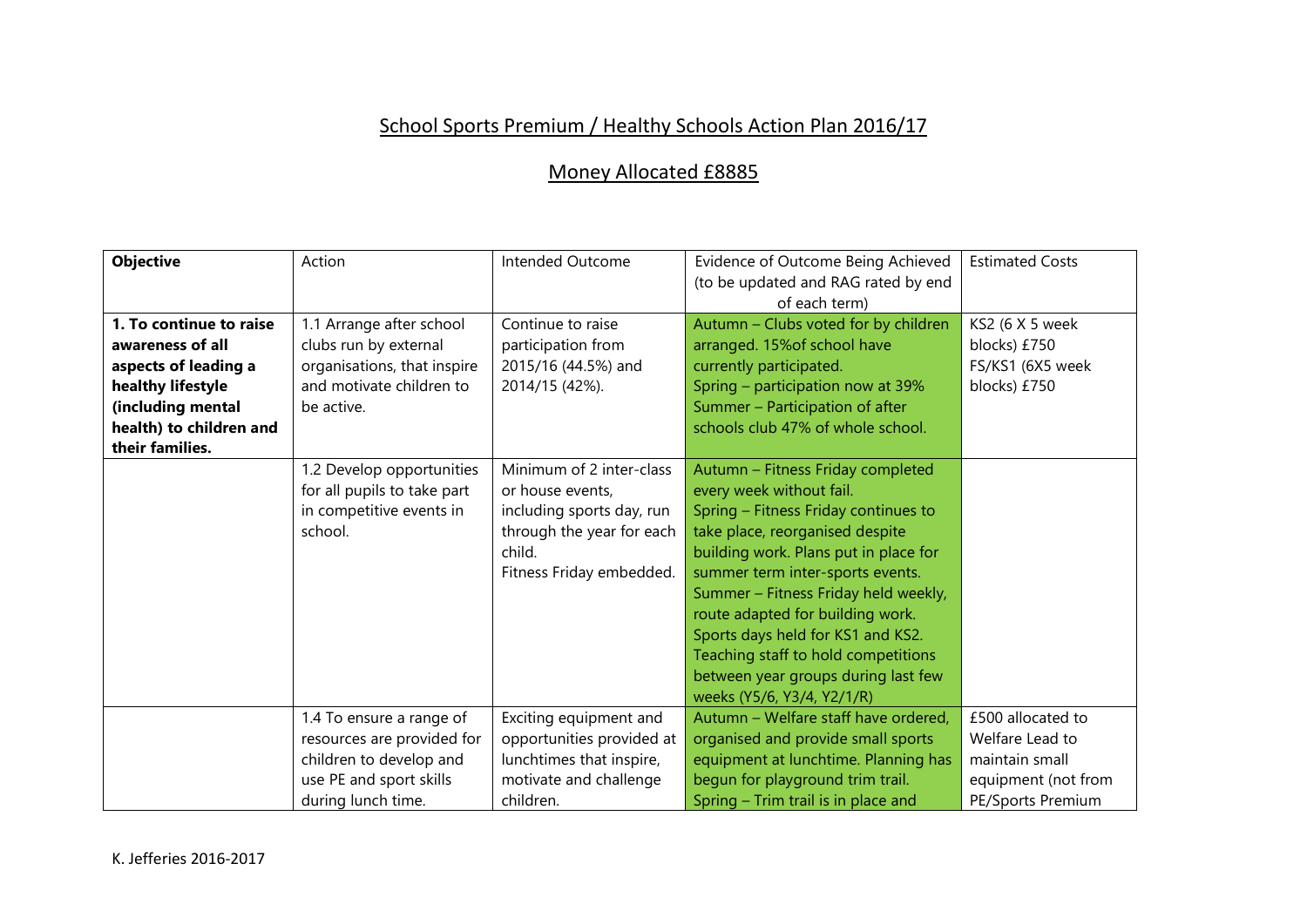# School Sports Premium / Healthy Schools Action Plan 2016/17

## Money Allocated £8885

| **Objective** | Action | Intended Outcome | Evidence of Outcome Being Achieved (to be updated and RAG rated by end of each term) | Estimated Costs |
|---|---|---|---|---|
| **1. To continue to raise awareness of all aspects of leading a healthy lifestyle (including mental health) to children and their families.** | 1.1 Arrange after school clubs run by external organisations, that inspire and motivate children to be active. | Continue to raise participation from 2015/16 (44.5%) and 2014/15 (42%). | Autumn – Clubs voted for by children arranged. 15%of school have currently participated.<br>Spring – participation now at 39%<br>Summer – Participation of after schools club 47% of whole school. | KS2 (6 X 5 week blocks) £750<br>FS/KS1 (6X5 week blocks) £750 |
| | 1.2 Develop opportunities for all pupils to take part in competitive events in school. | Minimum of 2 inter-class or house events, including sports day, run through the year for each child.<br>Fitness Friday embedded. | Autumn – Fitness Friday completed every week without fail.<br>Spring – Fitness Friday continues to take place, reorganised despite building work. Plans put in place for summer term inter-sports events.<br>Summer – Fitness Friday held weekly, route adapted for building work. Sports days held for KS1 and KS2. Teaching staff to hold competitions between year groups during last few weeks (Y5/6, Y3/4, Y2/1/R) | |
| | 1.4 To ensure a range of resources are provided for children to develop and use PE and sport skills during lunch time. | Exciting equipment and opportunities provided at lunchtimes that inspire, motivate and challenge children. | Autumn – Welfare staff have ordered, organised and provide small sports equipment at lunchtime. Planning has begun for playground trim trail.<br>Spring – Trim trail is in place and | £500 allocated to Welfare Lead to maintain small equipment (not from PE/Sports Premium |

K. Jefferies 2016-2017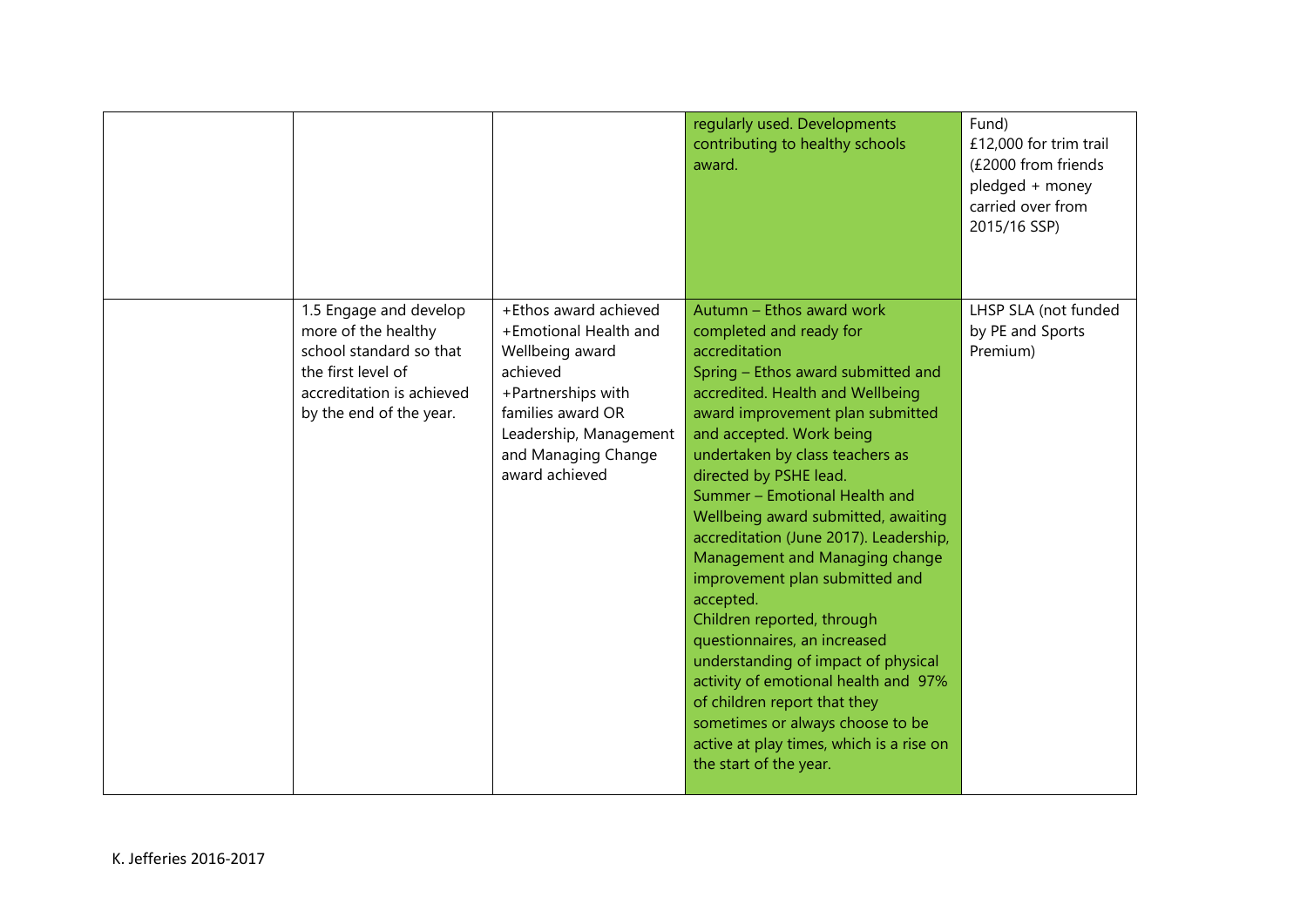| | | | | |
|---|---|---|---|---|
| | | | regularly used. Developments contributing to healthy schools award. | Fund)<br>£12,000 for trim trail (£2000 from friends pledged + money carried over from 2015/16 SSP) |
| | 1.5 Engage and develop more of the healthy school standard so that the first level of accreditation is achieved by the end of the year. | +Ethos award achieved<br>+Emotional Health and Wellbeing award achieved<br>+Partnerships with families award OR Leadership, Management and Managing Change award achieved | Autumn – Ethos award work completed and ready for accreditation<br>Spring – Ethos award submitted and accredited. Health and Wellbeing award improvement plan submitted and accepted. Work being undertaken by class teachers as directed by PSHE lead.<br>Summer – Emotional Health and Wellbeing award submitted, awaiting accreditation (June 2017). Leadership, Management and Managing change improvement plan submitted and accepted.<br>Children reported, through questionnaires, an increased understanding of impact of physical activity of emotional health and 97% of children report that they sometimes or always choose to be active at play times, which is a rise on the start of the year. | LHSP SLA (not funded by PE and Sports Premium) |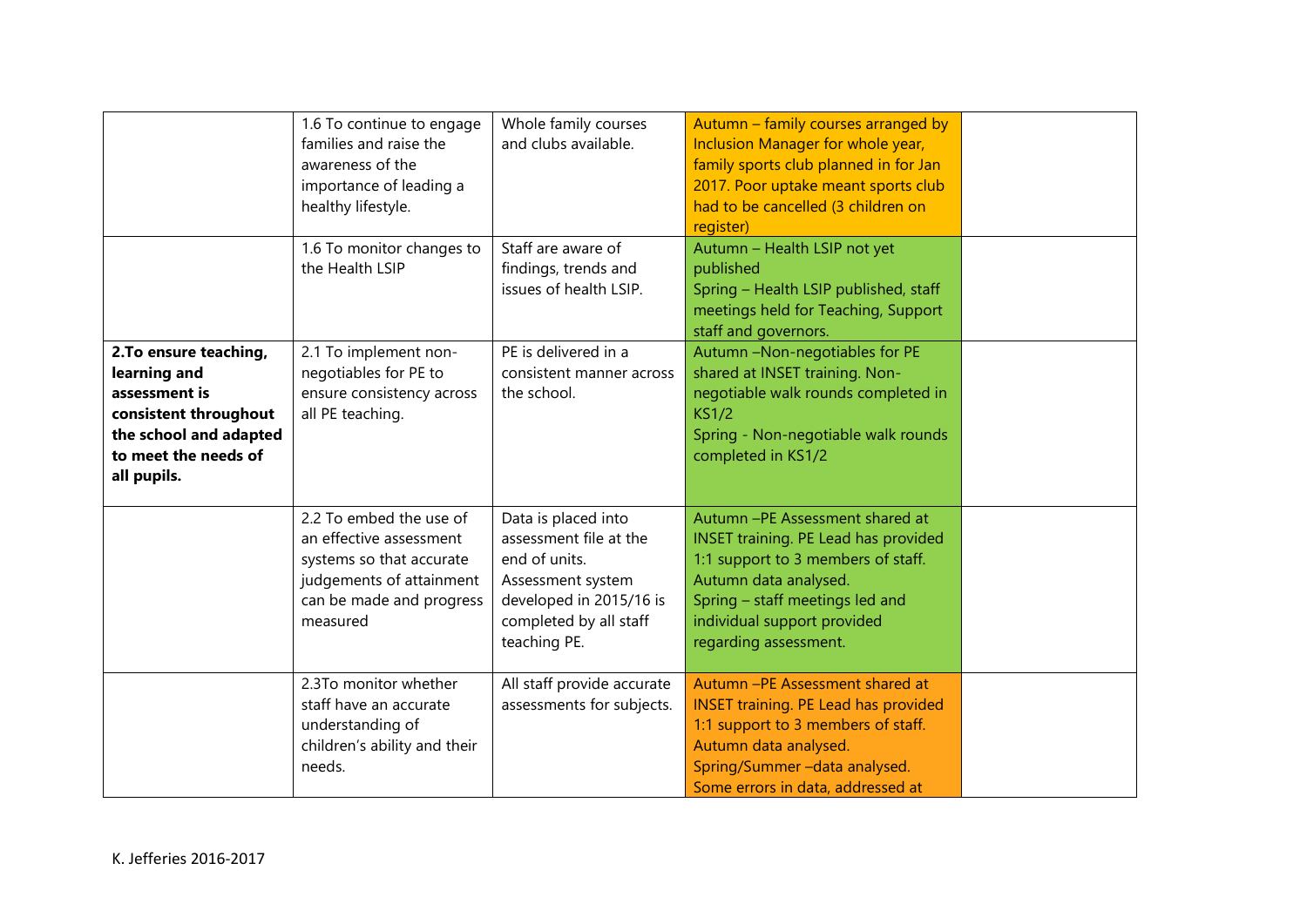| | | | | |
|---|---|---|---|---|
| | 1.6 To continue to engage families and raise the awareness of the importance of leading a healthy lifestyle. | Whole family courses and clubs available. | Autumn – family courses arranged by Inclusion Manager for whole year, family sports club planned in for Jan 2017. Poor uptake meant sports club had to be cancelled (3 children on register) | |
| | 1.6 To monitor changes to the Health LSIP | Staff are aware of findings, trends and issues of health LSIP. | Autumn – Health LSIP not yet published<br>Spring – Health LSIP published, staff meetings held for Teaching, Support staff and governors. | |
| **2.To ensure teaching, learning and assessment is consistent throughout the school and adapted to meet the needs of all pupils.** | 2.1 To implement non-negotiables for PE to ensure consistency across all PE teaching. | PE is delivered in a consistent manner across the school. | Autumn –Non-negotiables for PE shared at INSET training. Non-negotiable walk rounds completed in KS1/2<br>Spring - Non-negotiable walk rounds completed in KS1/2 | |
| | 2.2 To embed the use of an effective assessment systems so that accurate judgements of attainment can be made and progress measured | Data is placed into assessment file at the end of units.<br>Assessment system developed in 2015/16 is completed by all staff teaching PE. | Autumn –PE Assessment shared at INSET training. PE Lead has provided 1:1 support to 3 members of staff. Autumn data analysed.<br>Spring – staff meetings led and individual support provided regarding assessment. | |
| | 2.3To monitor whether staff have an accurate understanding of children's ability and their needs. | All staff provide accurate assessments for subjects. | Autumn –PE Assessment shared at INSET training. PE Lead has provided 1:1 support to 3 members of staff. Autumn data analysed.<br>Spring/Summer –data analysed. Some errors in data, addressed at | |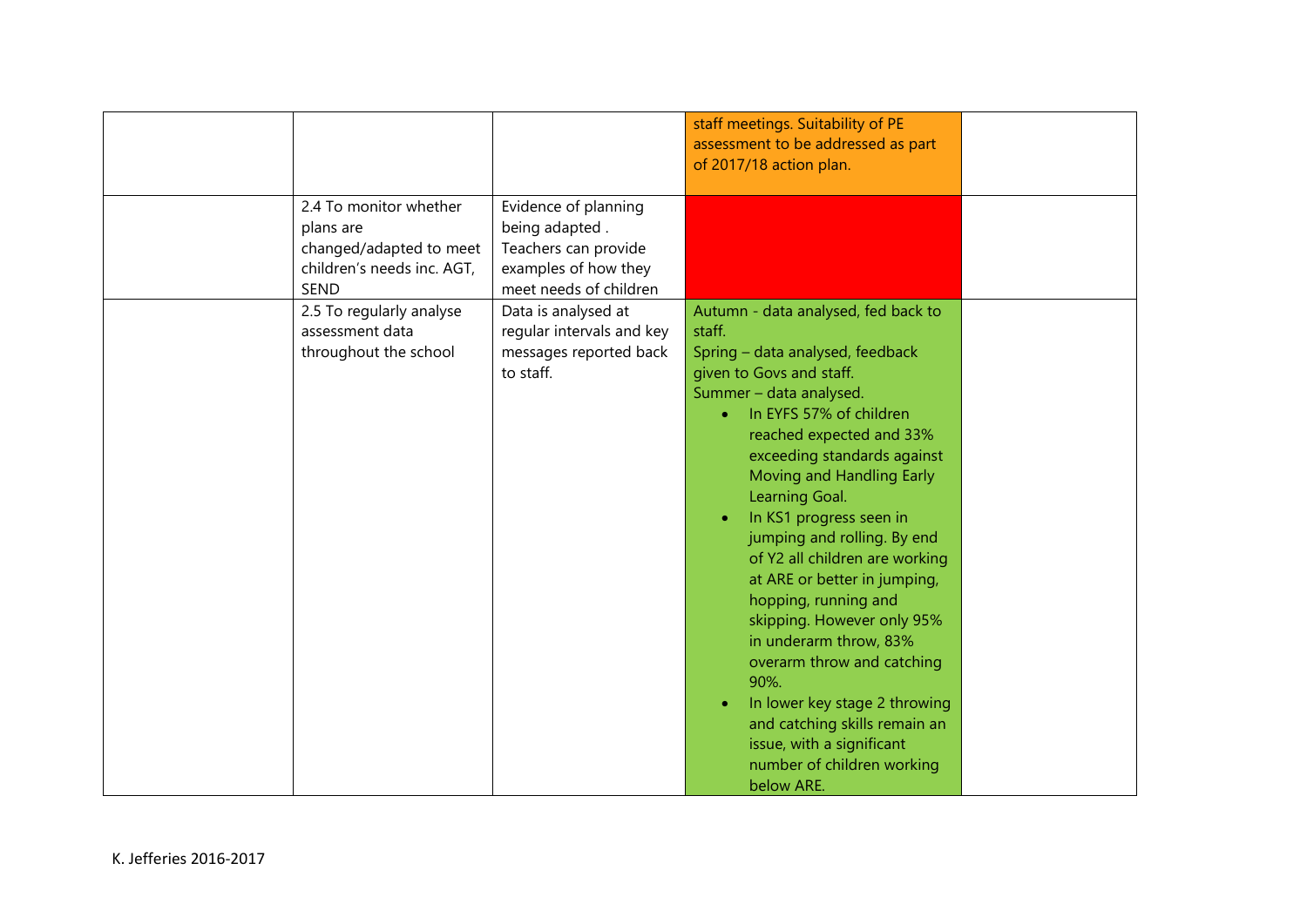| | | | | |
|---|---|---|---|---|
| | | | staff meetings. Suitability of PE assessment to be addressed as part of 2017/18 action plan. | |
| | 2.4 To monitor whether plans are changed/adapted to meet children's needs inc. AGT, SEND | Evidence of planning being adapted . Teachers can provide examples of how they meet needs of children | | |
| | 2.5 To regularly analyse assessment data throughout the school | Data is analysed at regular intervals and key messages reported back to staff. | Autumn - data analysed, fed back to staff.<br>Spring – data analysed, feedback given to Govs and staff.<br>Summer – data analysed.<br>• In EYFS 57% of children reached expected and 33% exceeding standards against Moving and Handling Early Learning Goal.<br>• In KS1 progress seen in jumping and rolling. By end of Y2 all children are working at ARE or better in jumping, hopping, running and skipping. However only 95% in underarm throw, 83% overarm throw and catching 90%.<br>• In lower key stage 2 throwing and catching skills remain an issue, with a significant number of children working below ARE. | |

K. Jefferies 2016-2017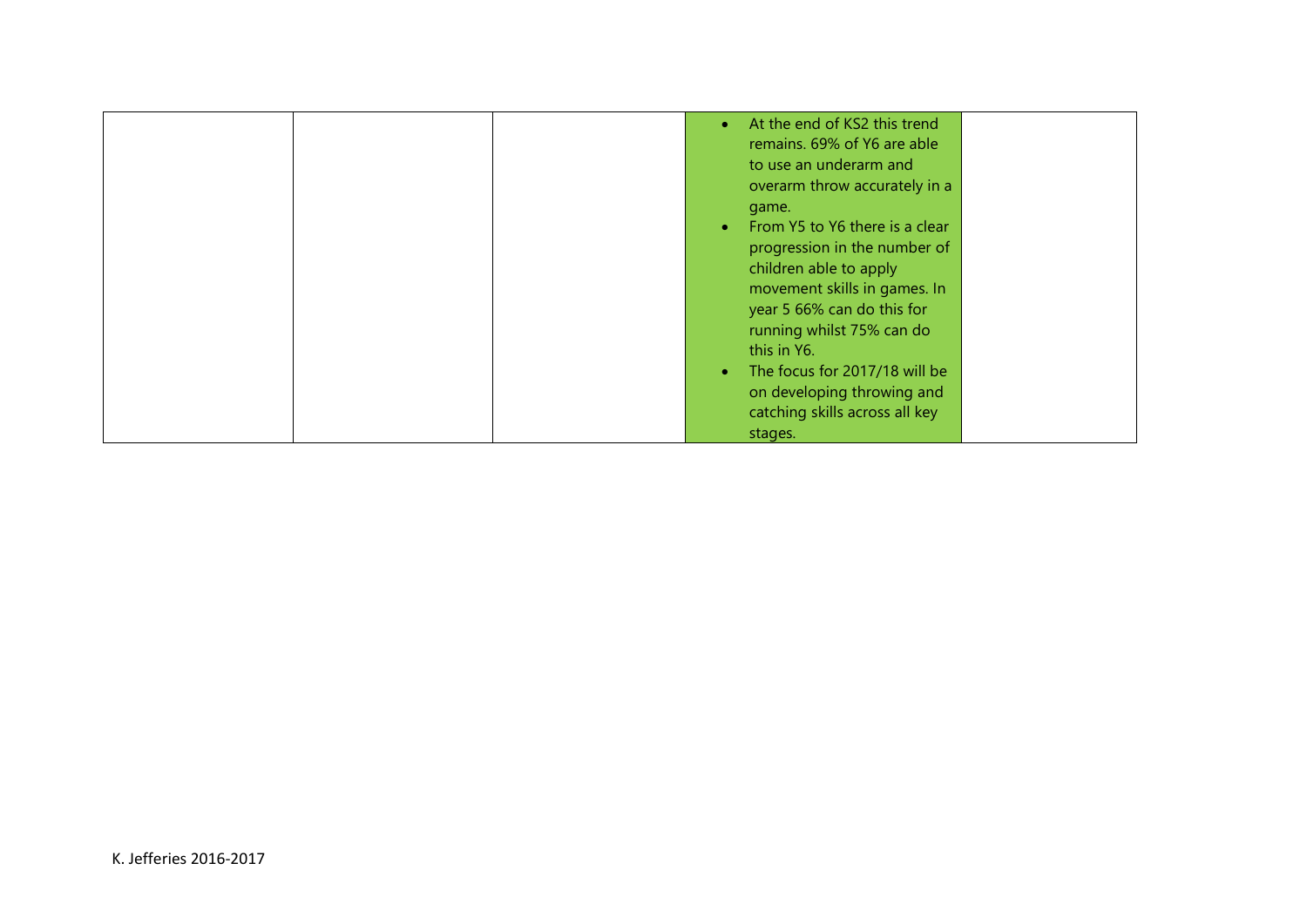| | | | | |
|---|---|---|---|---|
| | | | • At the end of KS2 this trend remains. 69% of Y6 are able to use an underarm and overarm throw accurately in a game.<br>• From Y5 to Y6 there is a clear progression in the number of children able to apply movement skills in games. In year 5 66% can do this for running whilst 75% can do this in Y6.<br>• The focus for 2017/18 will be on developing throwing and catching skills across all key stages. | |